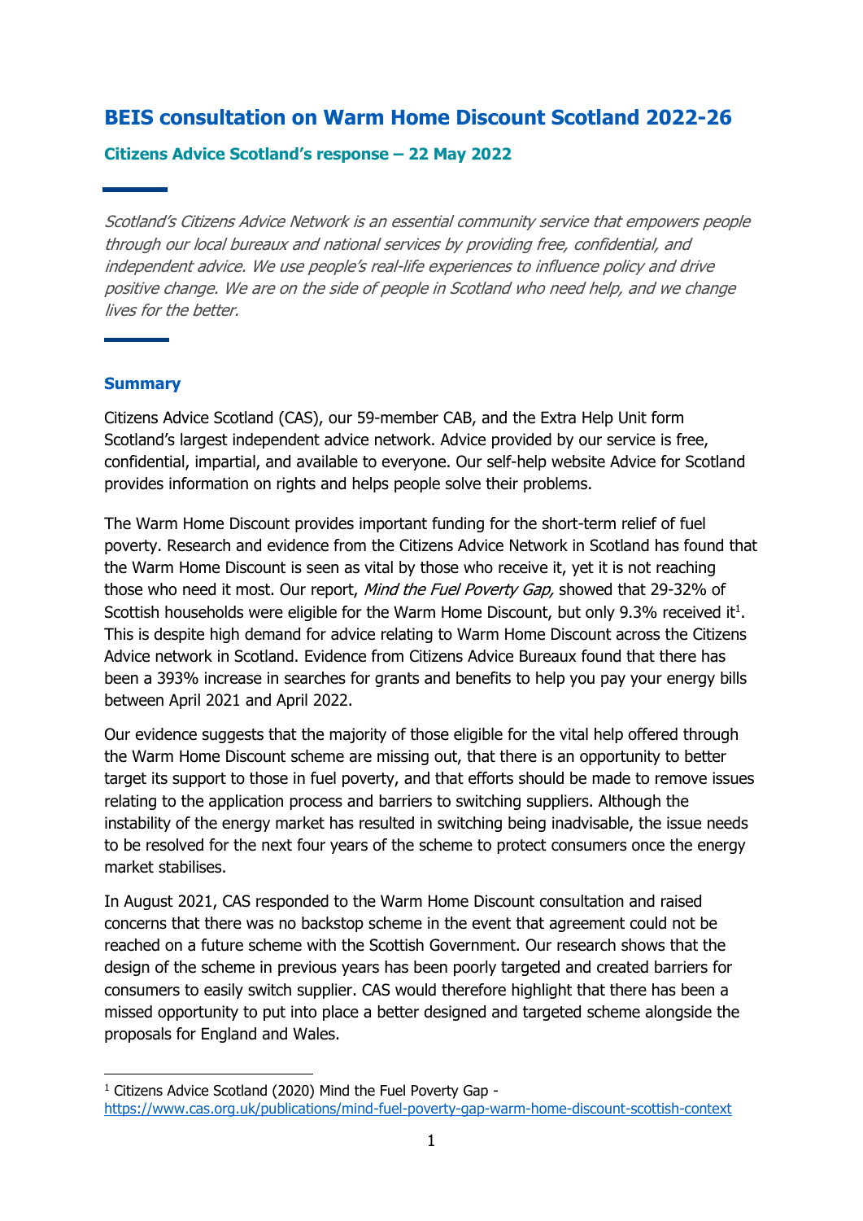# BEIS consultation on Warm Home Discount Scotland 2022-26

## Citizens Advice Scotland's response – 22 May 2022

*Scotland's Citizens Advice Network is an essential community service that empowers people through our local bureaux and national services by providing free, confidential, and independent advice. We use people's real-life experiences to influence policy and drive positive change. We are on the side of people in Scotland who need help, and we change lives for the better.*

### Summary

Citizens Advice Scotland (CAS), our 59-member CAB, and the Extra Help Unit form Scotland's largest independent advice network. Advice provided by our service is free, confidential, impartial, and available to everyone. Our self-help website Advice for Scotland provides information on rights and helps people solve their problems.

The Warm Home Discount provides important funding for the short-term relief of fuel poverty. Research and evidence from the Citizens Advice Network in Scotland has found that the Warm Home Discount is seen as vital by those who receive it, yet it is not reaching those who need it most. Our report, *Mind the Fuel Poverty Gap,* showed that 29-32% of Scottish households were eligible for the Warm Home Discount, but only 9.3% received it[1]. This is despite high demand for advice relating to Warm Home Discount across the Citizens Advice network in Scotland. Evidence from Citizens Advice Bureaux found that there has been a 393% increase in searches for grants and benefits to help you pay your energy bills between April 2021 and April 2022.

Our evidence suggests that the majority of those eligible for the vital help offered through the Warm Home Discount scheme are missing out, that there is an opportunity to better target its support to those in fuel poverty, and that efforts should be made to remove issues relating to the application process and barriers to switching suppliers. Although the instability of the energy market has resulted in switching being inadvisable, the issue needs to be resolved for the next four years of the scheme to protect consumers once the energy market stabilises.

In August 2021, CAS responded to the Warm Home Discount consultation and raised concerns that there was no backstop scheme in the event that agreement could not be reached on a future scheme with the Scottish Government. Our research shows that the design of the scheme in previous years has been poorly targeted and created barriers for consumers to easily switch supplier. CAS would therefore highlight that there has been a missed opportunity to put into place a better designed and targeted scheme alongside the proposals for England and Wales.

---

[1] Citizens Advice Scotland (2020) Mind the Fuel Poverty Gap - https://www.cas.org.uk/publications/mind-fuel-poverty-gap-warm-home-discount-scottish-context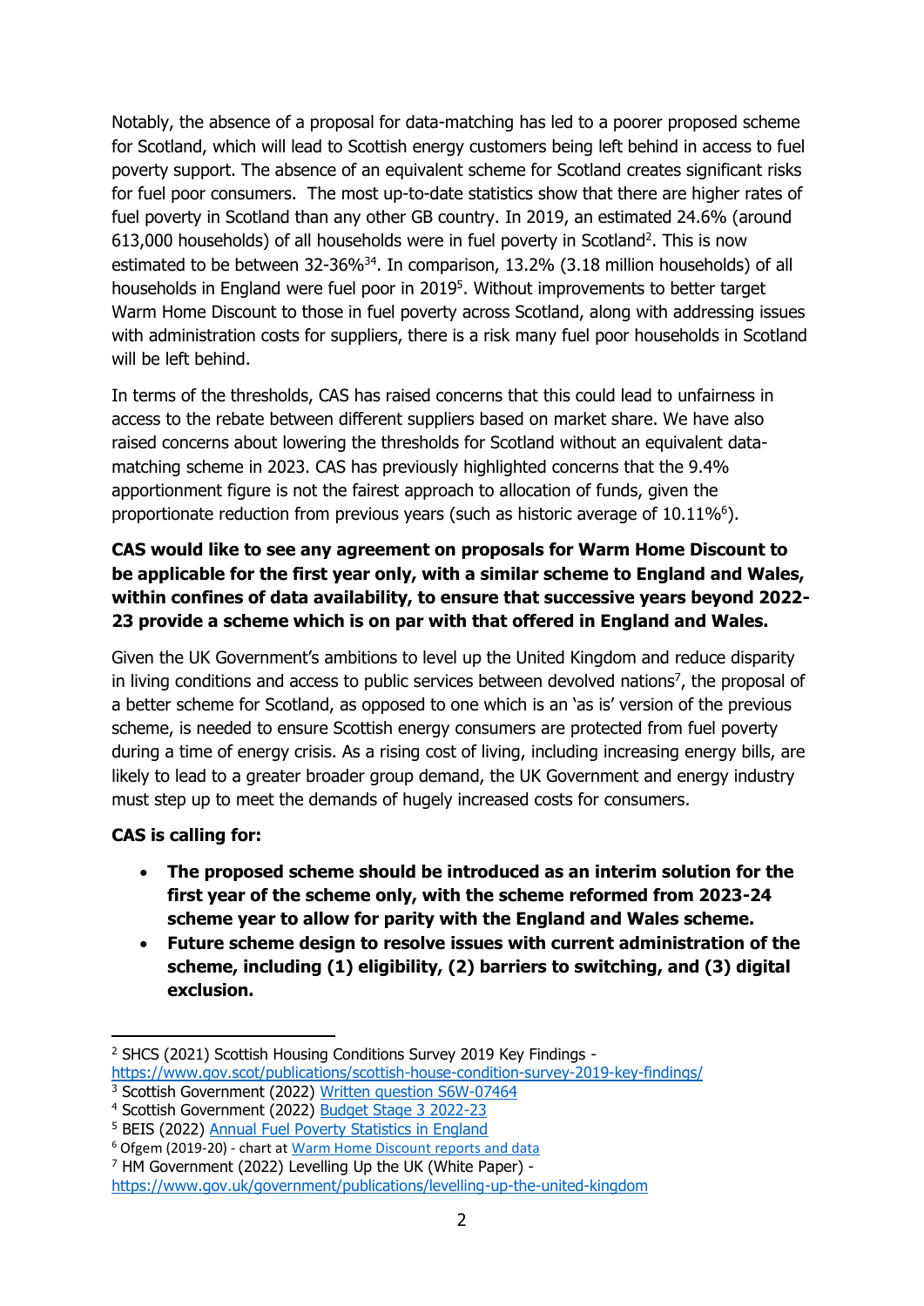Notably, the absence of a proposal for data-matching has led to a poorer proposed scheme for Scotland, which will lead to Scottish energy customers being left behind in access to fuel poverty support. The absence of an equivalent scheme for Scotland creates significant risks for fuel poor consumers. The most up-to-date statistics show that there are higher rates of fuel poverty in Scotland than any other GB country. In 2019, an estimated 24.6% (around 613,000 households) of all households were in fuel poverty in Scotland[2]. This is now estimated to be between 32-36%[3][4]. In comparison, 13.2% (3.18 million households) of all households in England were fuel poor in 2019[5]. Without improvements to better target Warm Home Discount to those in fuel poverty across Scotland, along with addressing issues with administration costs for suppliers, there is a risk many fuel poor households in Scotland will be left behind.

In terms of the thresholds, CAS has raised concerns that this could lead to unfairness in access to the rebate between different suppliers based on market share. We have also raised concerns about lowering the thresholds for Scotland without an equivalent data-matching scheme in 2023. CAS has previously highlighted concerns that the 9.4% apportionment figure is not the fairest approach to allocation of funds, given the proportionate reduction from previous years (such as historic average of 10.11%[6]).

**CAS would like to see any agreement on proposals for Warm Home Discount to be applicable for the first year only, with a similar scheme to England and Wales, within confines of data availability, to ensure that successive years beyond 2022-23 provide a scheme which is on par with that offered in England and Wales.**

Given the UK Government's ambitions to level up the United Kingdom and reduce disparity in living conditions and access to public services between devolved nations[7], the proposal of a better scheme for Scotland, as opposed to one which is an 'as is' version of the previous scheme, is needed to ensure Scottish energy consumers are protected from fuel poverty during a time of energy crisis. As a rising cost of living, including increasing energy bills, are likely to lead to a greater broader group demand, the UK Government and energy industry must step up to meet the demands of hugely increased costs for consumers.

**CAS is calling for:**

- **The proposed scheme should be introduced as an interim solution for the first year of the scheme only, with the scheme reformed from 2023-24 scheme year to allow for parity with the England and Wales scheme.**
- **Future scheme design to resolve issues with current administration of the scheme, including (1) eligibility, (2) barriers to switching, and (3) digital exclusion.**

---

[2] SHCS (2021) Scottish Housing Conditions Survey 2019 Key Findings - https://www.gov.scot/publications/scottish-house-condition-survey-2019-key-findings/

[3] Scottish Government (2022) Written question S6W-07464

[4] Scottish Government (2022) Budget Stage 3 2022-23

[5] BEIS (2022) Annual Fuel Poverty Statistics in England

[6] Ofgem (2019-20) - chart at Warm Home Discount reports and data

[7] HM Government (2022) Levelling Up the UK (White Paper) - https://www.gov.uk/government/publications/levelling-up-the-united-kingdom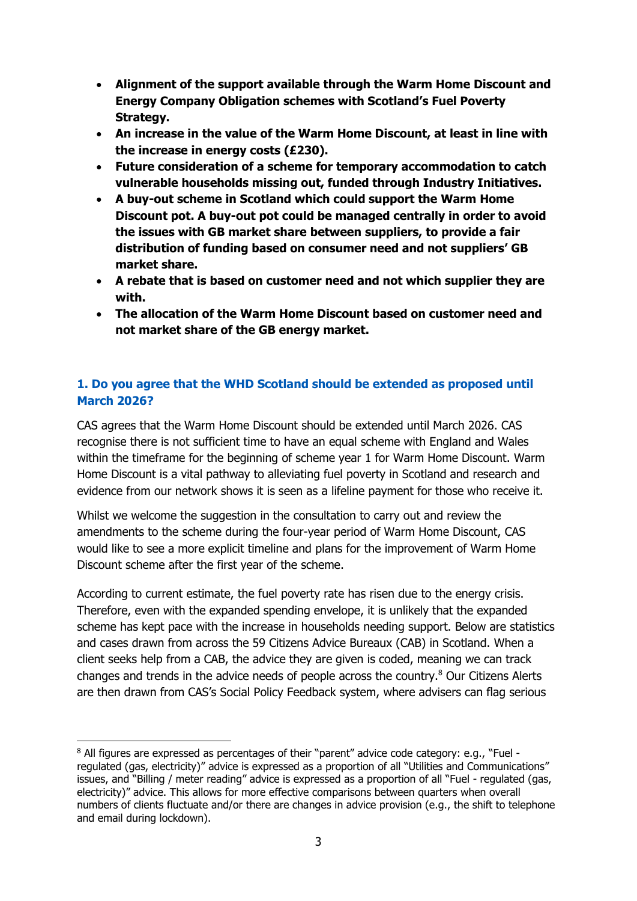- **Alignment of the support available through the Warm Home Discount and Energy Company Obligation schemes with Scotland's Fuel Poverty Strategy.**
- **An increase in the value of the Warm Home Discount, at least in line with the increase in energy costs (£230).**
- **Future consideration of a scheme for temporary accommodation to catch vulnerable households missing out, funded through Industry Initiatives.**
- **A buy-out scheme in Scotland which could support the Warm Home Discount pot. A buy-out pot could be managed centrally in order to avoid the issues with GB market share between suppliers, to provide a fair distribution of funding based on consumer need and not suppliers' GB market share.**
- **A rebate that is based on customer need and not which supplier they are with.**
- **The allocation of the Warm Home Discount based on customer need and not market share of the GB energy market.**

### 1. Do you agree that the WHD Scotland should be extended as proposed until March 2026?

CAS agrees that the Warm Home Discount should be extended until March 2026. CAS recognise there is not sufficient time to have an equal scheme with England and Wales within the timeframe for the beginning of scheme year 1 for Warm Home Discount. Warm Home Discount is a vital pathway to alleviating fuel poverty in Scotland and research and evidence from our network shows it is seen as a lifeline payment for those who receive it.

Whilst we welcome the suggestion in the consultation to carry out and review the amendments to the scheme during the four-year period of Warm Home Discount, CAS would like to see a more explicit timeline and plans for the improvement of Warm Home Discount scheme after the first year of the scheme.

According to current estimate, the fuel poverty rate has risen due to the energy crisis. Therefore, even with the expanded spending envelope, it is unlikely that the expanded scheme has kept pace with the increase in households needing support. Below are statistics and cases drawn from across the 59 Citizens Advice Bureaux (CAB) in Scotland. When a client seeks help from a CAB, the advice they are given is coded, meaning we can track changes and trends in the advice needs of people across the country.[8] Our Citizens Alerts are then drawn from CAS's Social Policy Feedback system, where advisers can flag serious

[8] All figures are expressed as percentages of their "parent" advice code category: e.g., "Fuel - regulated (gas, electricity)" advice is expressed as a proportion of all "Utilities and Communications" issues, and "Billing / meter reading" advice is expressed as a proportion of all "Fuel - regulated (gas, electricity)" advice. This allows for more effective comparisons between quarters when overall numbers of clients fluctuate and/or there are changes in advice provision (e.g., the shift to telephone and email during lockdown).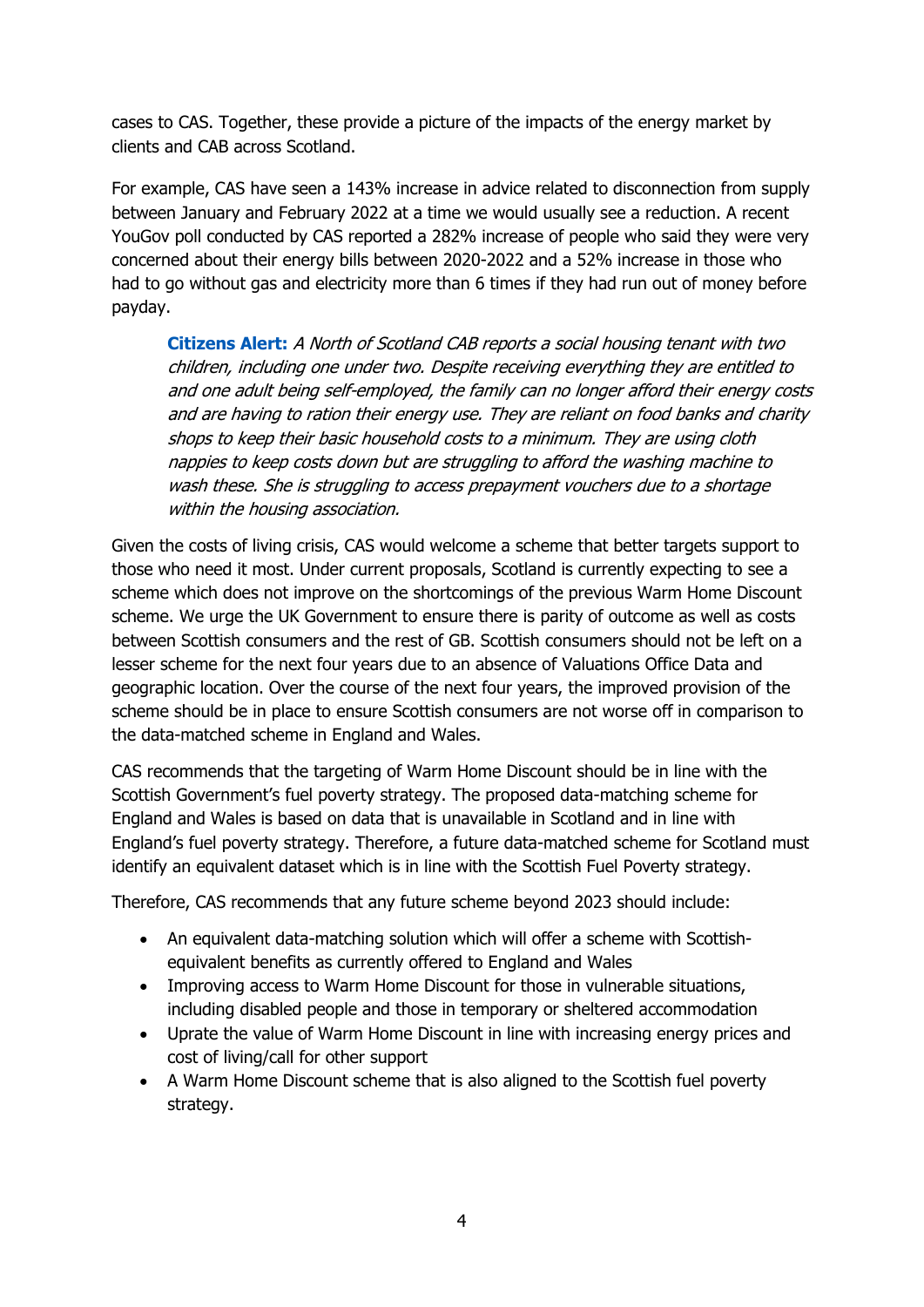cases to CAS. Together, these provide a picture of the impacts of the energy market by clients and CAB across Scotland.

For example, CAS have seen a 143% increase in advice related to disconnection from supply between January and February 2022 at a time we would usually see a reduction. A recent YouGov poll conducted by CAS reported a 282% increase of people who said they were very concerned about their energy bills between 2020-2022 and a 52% increase in those who had to go without gas and electricity more than 6 times if they had run out of money before payday.

> **Citizens Alert:** *A North of Scotland CAB reports a social housing tenant with two children, including one under two. Despite receiving everything they are entitled to and one adult being self-employed, the family can no longer afford their energy costs and are having to ration their energy use. They are reliant on food banks and charity shops to keep their basic household costs to a minimum. They are using cloth nappies to keep costs down but are struggling to afford the washing machine to wash these. She is struggling to access prepayment vouchers due to a shortage within the housing association.*

Given the costs of living crisis, CAS would welcome a scheme that better targets support to those who need it most. Under current proposals, Scotland is currently expecting to see a scheme which does not improve on the shortcomings of the previous Warm Home Discount scheme. We urge the UK Government to ensure there is parity of outcome as well as costs between Scottish consumers and the rest of GB. Scottish consumers should not be left on a lesser scheme for the next four years due to an absence of Valuations Office Data and geographic location. Over the course of the next four years, the improved provision of the scheme should be in place to ensure Scottish consumers are not worse off in comparison to the data-matched scheme in England and Wales.

CAS recommends that the targeting of Warm Home Discount should be in line with the Scottish Government's fuel poverty strategy. The proposed data-matching scheme for England and Wales is based on data that is unavailable in Scotland and in line with England's fuel poverty strategy. Therefore, a future data-matched scheme for Scotland must identify an equivalent dataset which is in line with the Scottish Fuel Poverty strategy.

Therefore, CAS recommends that any future scheme beyond 2023 should include:

- An equivalent data-matching solution which will offer a scheme with Scottish-equivalent benefits as currently offered to England and Wales
- Improving access to Warm Home Discount for those in vulnerable situations, including disabled people and those in temporary or sheltered accommodation
- Uprate the value of Warm Home Discount in line with increasing energy prices and cost of living/call for other support
- A Warm Home Discount scheme that is also aligned to the Scottish fuel poverty strategy.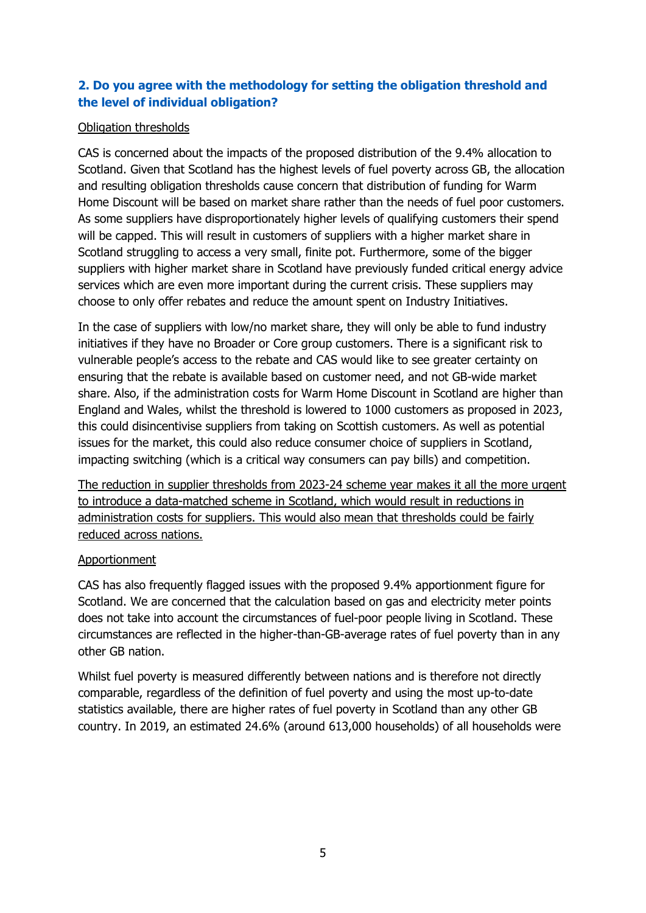## **2. Do you agree with the methodology for setting the obligation threshold and the level of individual obligation?**

<u>Obligation thresholds</u>

CAS is concerned about the impacts of the proposed distribution of the 9.4% allocation to Scotland. Given that Scotland has the highest levels of fuel poverty across GB, the allocation and resulting obligation thresholds cause concern that distribution of funding for Warm Home Discount will be based on market share rather than the needs of fuel poor customers. As some suppliers have disproportionately higher levels of qualifying customers their spend will be capped. This will result in customers of suppliers with a higher market share in Scotland struggling to access a very small, finite pot. Furthermore, some of the bigger suppliers with higher market share in Scotland have previously funded critical energy advice services which are even more important during the current crisis. These suppliers may choose to only offer rebates and reduce the amount spent on Industry Initiatives.

In the case of suppliers with low/no market share, they will only be able to fund industry initiatives if they have no Broader or Core group customers. There is a significant risk to vulnerable people's access to the rebate and CAS would like to see greater certainty on ensuring that the rebate is available based on customer need, and not GB-wide market share. Also, if the administration costs for Warm Home Discount in Scotland are higher than England and Wales, whilst the threshold is lowered to 1000 customers as proposed in 2023, this could disincentivise suppliers from taking on Scottish customers. As well as potential issues for the market, this could also reduce consumer choice of suppliers in Scotland, impacting switching (which is a critical way consumers can pay bills) and competition.

<u>The reduction in supplier thresholds from 2023-24 scheme year makes it all the more urgent to introduce a data-matched scheme in Scotland, which would result in reductions in administration costs for suppliers. This would also mean that thresholds could be fairly reduced across nations.</u>

<u>Apportionment</u>

CAS has also frequently flagged issues with the proposed 9.4% apportionment figure for Scotland. We are concerned that the calculation based on gas and electricity meter points does not take into account the circumstances of fuel-poor people living in Scotland. These circumstances are reflected in the higher-than-GB-average rates of fuel poverty than in any other GB nation.

Whilst fuel poverty is measured differently between nations and is therefore not directly comparable, regardless of the definition of fuel poverty and using the most up-to-date statistics available, there are higher rates of fuel poverty in Scotland than any other GB country. In 2019, an estimated 24.6% (around 613,000 households) of all households were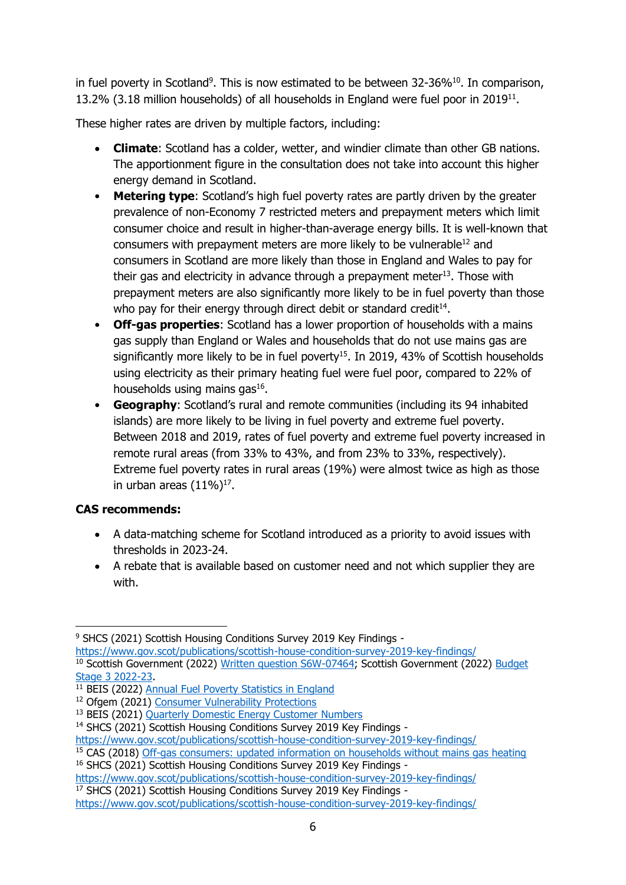in fuel poverty in Scotland[9]. This is now estimated to be between 32-36%[10]. In comparison, 13.2% (3.18 million households) of all households in England were fuel poor in 2019[11].

These higher rates are driven by multiple factors, including:

- **Climate**: Scotland has a colder, wetter, and windier climate than other GB nations. The apportionment figure in the consultation does not take into account this higher energy demand in Scotland.
- **Metering type**: Scotland's high fuel poverty rates are partly driven by the greater prevalence of non-Economy 7 restricted meters and prepayment meters which limit consumer choice and result in higher-than-average energy bills. It is well-known that consumers with prepayment meters are more likely to be vulnerable[12] and consumers in Scotland are more likely than those in England and Wales to pay for their gas and electricity in advance through a prepayment meter[13]. Those with prepayment meters are also significantly more likely to be in fuel poverty than those who pay for their energy through direct debit or standard credit[14].
- **Off-gas properties**: Scotland has a lower proportion of households with a mains gas supply than England or Wales and households that do not use mains gas are significantly more likely to be in fuel poverty[15]. In 2019, 43% of Scottish households using electricity as their primary heating fuel were fuel poor, compared to 22% of households using mains gas[16].
- **Geography**: Scotland's rural and remote communities (including its 94 inhabited islands) are more likely to be living in fuel poverty and extreme fuel poverty. Between 2018 and 2019, rates of fuel poverty and extreme fuel poverty increased in remote rural areas (from 33% to 43%, and from 23% to 33%, respectively). Extreme fuel poverty rates in rural areas (19%) were almost twice as high as those in urban areas (11%)[17].

**CAS recommends:**

- A data-matching scheme for Scotland introduced as a priority to avoid issues with thresholds in 2023-24.
- A rebate that is available based on customer need and not which supplier they are with.

---

[9] SHCS (2021) Scottish Housing Conditions Survey 2019 Key Findings - https://www.gov.scot/publications/scottish-house-condition-survey-2019-key-findings/

[10] Scottish Government (2022) Written question S6W-07464; Scottish Government (2022) Budget Stage 3 2022-23.

[11] BEIS (2022) Annual Fuel Poverty Statistics in England

[12] Ofgem (2021) Consumer Vulnerability Protections

[13] BEIS (2021) Quarterly Domestic Energy Customer Numbers

[14] SHCS (2021) Scottish Housing Conditions Survey 2019 Key Findings - https://www.gov.scot/publications/scottish-house-condition-survey-2019-key-findings/

[15] CAS (2018) Off-gas consumers: updated information on households without mains gas heating

[16] SHCS (2021) Scottish Housing Conditions Survey 2019 Key Findings - https://www.gov.scot/publications/scottish-house-condition-survey-2019-key-findings/

[17] SHCS (2021) Scottish Housing Conditions Survey 2019 Key Findings - https://www.gov.scot/publications/scottish-house-condition-survey-2019-key-findings/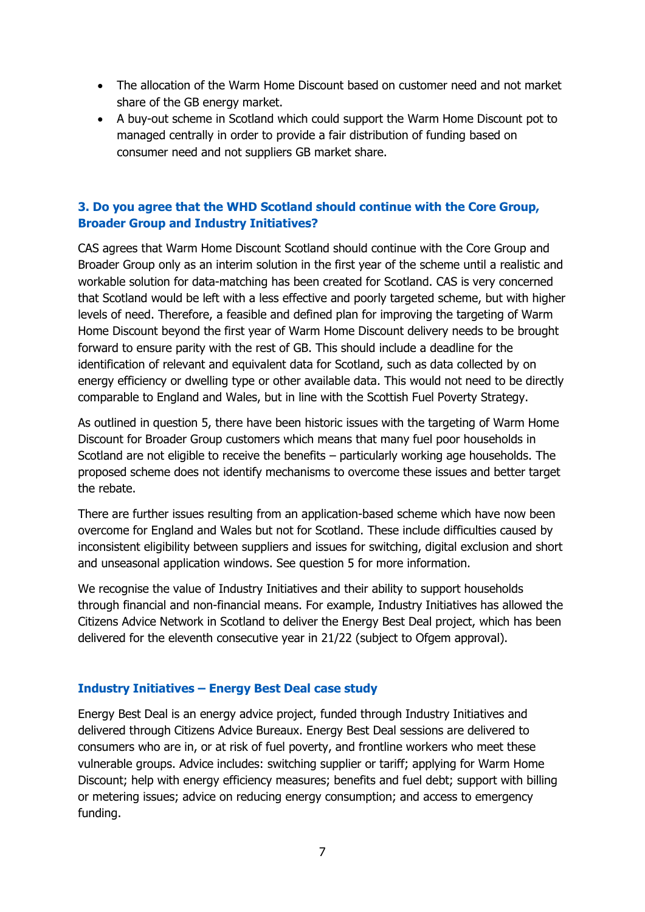- The allocation of the Warm Home Discount based on customer need and not market share of the GB energy market.
- A buy-out scheme in Scotland which could support the Warm Home Discount pot to managed centrally in order to provide a fair distribution of funding based on consumer need and not suppliers GB market share.

### 3. Do you agree that the WHD Scotland should continue with the Core Group, Broader Group and Industry Initiatives?

CAS agrees that Warm Home Discount Scotland should continue with the Core Group and Broader Group only as an interim solution in the first year of the scheme until a realistic and workable solution for data-matching has been created for Scotland. CAS is very concerned that Scotland would be left with a less effective and poorly targeted scheme, but with higher levels of need. Therefore, a feasible and defined plan for improving the targeting of Warm Home Discount beyond the first year of Warm Home Discount delivery needs to be brought forward to ensure parity with the rest of GB. This should include a deadline for the identification of relevant and equivalent data for Scotland, such as data collected by on energy efficiency or dwelling type or other available data. This would not need to be directly comparable to England and Wales, but in line with the Scottish Fuel Poverty Strategy.

As outlined in question 5, there have been historic issues with the targeting of Warm Home Discount for Broader Group customers which means that many fuel poor households in Scotland are not eligible to receive the benefits – particularly working age households. The proposed scheme does not identify mechanisms to overcome these issues and better target the rebate.

There are further issues resulting from an application-based scheme which have now been overcome for England and Wales but not for Scotland. These include difficulties caused by inconsistent eligibility between suppliers and issues for switching, digital exclusion and short and unseasonal application windows. See question 5 for more information.

We recognise the value of Industry Initiatives and their ability to support households through financial and non-financial means. For example, Industry Initiatives has allowed the Citizens Advice Network in Scotland to deliver the Energy Best Deal project, which has been delivered for the eleventh consecutive year in 21/22 (subject to Ofgem approval).

#### Industry Initiatives – Energy Best Deal case study

Energy Best Deal is an energy advice project, funded through Industry Initiatives and delivered through Citizens Advice Bureaux. Energy Best Deal sessions are delivered to consumers who are in, or at risk of fuel poverty, and frontline workers who meet these vulnerable groups. Advice includes: switching supplier or tariff; applying for Warm Home Discount; help with energy efficiency measures; benefits and fuel debt; support with billing or metering issues; advice on reducing energy consumption; and access to emergency funding.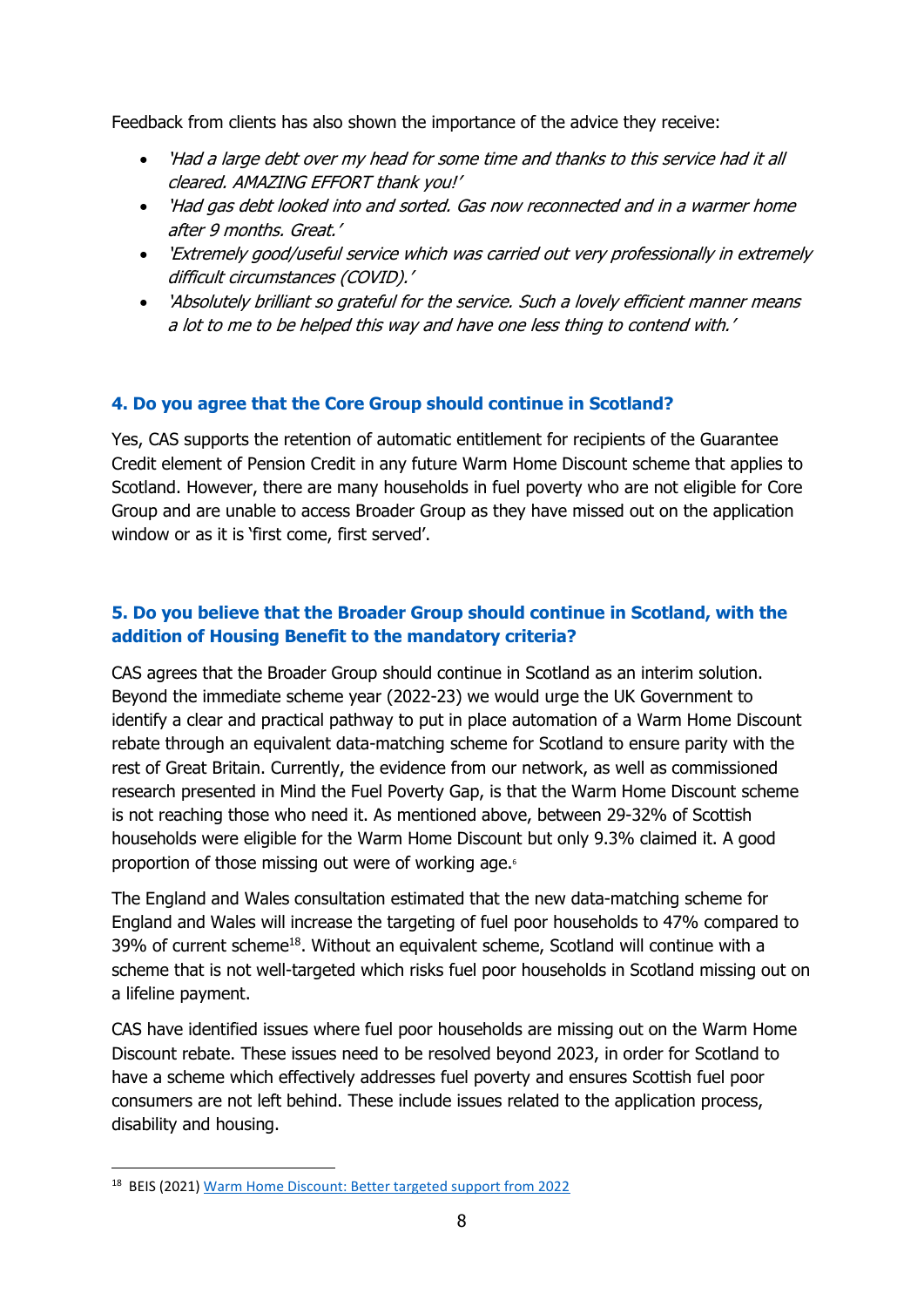Feedback from clients has also shown the importance of the advice they receive:

- *'Had a large debt over my head for some time and thanks to this service had it all cleared. AMAZING EFFORT thank you!'*
- *'Had gas debt looked into and sorted. Gas now reconnected and in a warmer home after 9 months. Great.'*
- *'Extremely good/useful service which was carried out very professionally in extremely difficult circumstances (COVID).'*
- *'Absolutely brilliant so grateful for the service. Such a lovely efficient manner means a lot to me to be helped this way and have one less thing to contend with.'*

### 4. Do you agree that the Core Group should continue in Scotland?

Yes, CAS supports the retention of automatic entitlement for recipients of the Guarantee Credit element of Pension Credit in any future Warm Home Discount scheme that applies to Scotland. However, there are many households in fuel poverty who are not eligible for Core Group and are unable to access Broader Group as they have missed out on the application window or as it is 'first come, first served'.

### 5. Do you believe that the Broader Group should continue in Scotland, with the addition of Housing Benefit to the mandatory criteria?

CAS agrees that the Broader Group should continue in Scotland as an interim solution. Beyond the immediate scheme year (2022-23) we would urge the UK Government to identify a clear and practical pathway to put in place automation of a Warm Home Discount rebate through an equivalent data-matching scheme for Scotland to ensure parity with the rest of Great Britain. Currently, the evidence from our network, as well as commissioned research presented in Mind the Fuel Poverty Gap, is that the Warm Home Discount scheme is not reaching those who need it. As mentioned above, between 29-32% of Scottish households were eligible for the Warm Home Discount but only 9.3% claimed it. A good proportion of those missing out were of working age.[6]

The England and Wales consultation estimated that the new data-matching scheme for England and Wales will increase the targeting of fuel poor households to 47% compared to 39% of current scheme[18]. Without an equivalent scheme, Scotland will continue with a scheme that is not well-targeted which risks fuel poor households in Scotland missing out on a lifeline payment.

CAS have identified issues where fuel poor households are missing out on the Warm Home Discount rebate. These issues need to be resolved beyond 2023, in order for Scotland to have a scheme which effectively addresses fuel poverty and ensures Scottish fuel poor consumers are not left behind. These include issues related to the application process, disability and housing.

---

[18] BEIS (2021) Warm Home Discount: Better targeted support from 2022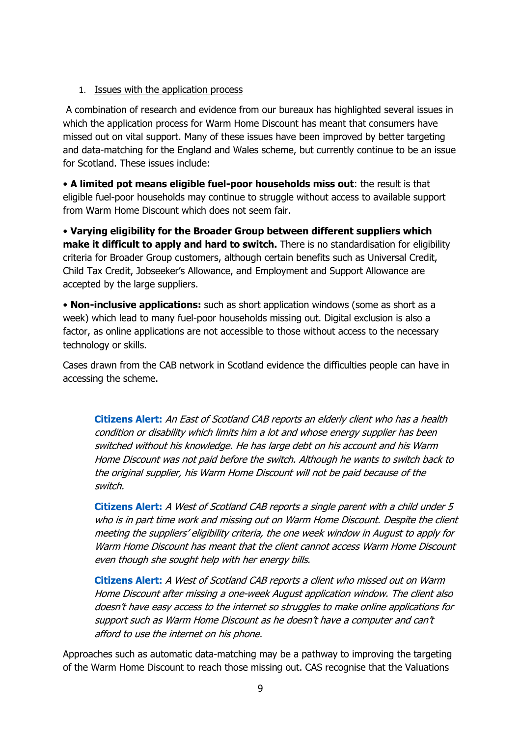1. <u>Issues with the application process</u>

A combination of research and evidence from our bureaux has highlighted several issues in which the application process for Warm Home Discount has meant that consumers have missed out on vital support. Many of these issues have been improved by better targeting and data-matching for the England and Wales scheme, but currently continue to be an issue for Scotland. These issues include:

• **A limited pot means eligible fuel-poor households miss out**: the result is that eligible fuel-poor households may continue to struggle without access to available support from Warm Home Discount which does not seem fair.

• **Varying eligibility for the Broader Group between different suppliers which make it difficult to apply and hard to switch.** There is no standardisation for eligibility criteria for Broader Group customers, although certain benefits such as Universal Credit, Child Tax Credit, Jobseeker's Allowance, and Employment and Support Allowance are accepted by the large suppliers.

• **Non-inclusive applications:** such as short application windows (some as short as a week) which lead to many fuel-poor households missing out. Digital exclusion is also a factor, as online applications are not accessible to those without access to the necessary technology or skills.

Cases drawn from the CAB network in Scotland evidence the difficulties people can have in accessing the scheme.

> **Citizens Alert:** *An East of Scotland CAB reports an elderly client who has a health condition or disability which limits him a lot and whose energy supplier has been switched without his knowledge. He has large debt on his account and his Warm Home Discount was not paid before the switch. Although he wants to switch back to the original supplier, his Warm Home Discount will not be paid because of the switch.*
>
> **Citizens Alert:** *A West of Scotland CAB reports a single parent with a child under 5 who is in part time work and missing out on Warm Home Discount. Despite the client meeting the suppliers' eligibility criteria, the one week window in August to apply for Warm Home Discount has meant that the client cannot access Warm Home Discount even though she sought help with her energy bills.*
>
> **Citizens Alert:** *A West of Scotland CAB reports a client who missed out on Warm Home Discount after missing a one-week August application window. The client also doesn't have easy access to the internet so struggles to make online applications for support such as Warm Home Discount as he doesn't have a computer and can't afford to use the internet on his phone.*

Approaches such as automatic data-matching may be a pathway to improving the targeting of the Warm Home Discount to reach those missing out. CAS recognise that the Valuations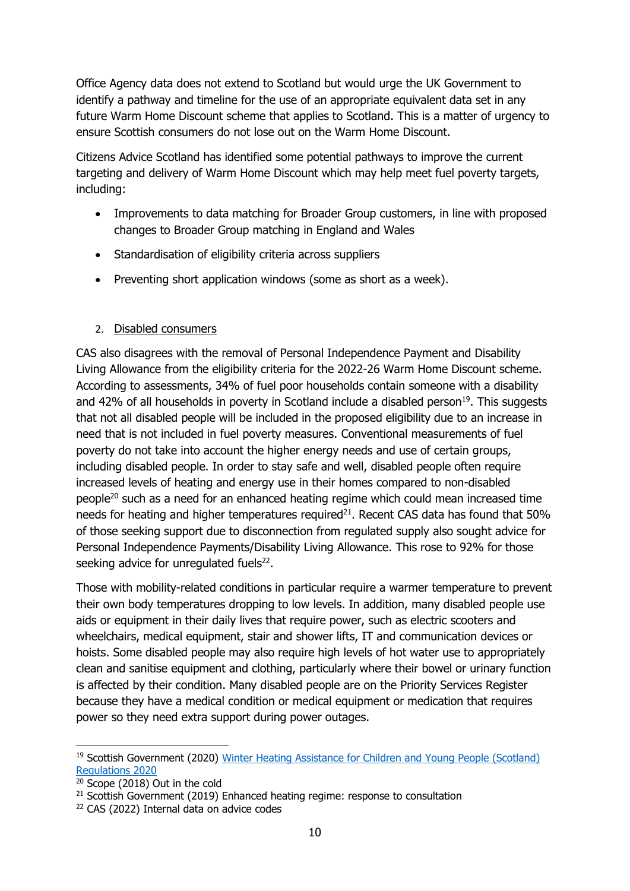Office Agency data does not extend to Scotland but would urge the UK Government to identify a pathway and timeline for the use of an appropriate equivalent data set in any future Warm Home Discount scheme that applies to Scotland. This is a matter of urgency to ensure Scottish consumers do not lose out on the Warm Home Discount.

Citizens Advice Scotland has identified some potential pathways to improve the current targeting and delivery of Warm Home Discount which may help meet fuel poverty targets, including:

- Improvements to data matching for Broader Group customers, in line with proposed changes to Broader Group matching in England and Wales
- Standardisation of eligibility criteria across suppliers
- Preventing short application windows (some as short as a week).

2. <u>Disabled consumers</u>

CAS also disagrees with the removal of Personal Independence Payment and Disability Living Allowance from the eligibility criteria for the 2022-26 Warm Home Discount scheme. According to assessments, 34% of fuel poor households contain someone with a disability and 42% of all households in poverty in Scotland include a disabled person[19]. This suggests that not all disabled people will be included in the proposed eligibility due to an increase in need that is not included in fuel poverty measures. Conventional measurements of fuel poverty do not take into account the higher energy needs and use of certain groups, including disabled people. In order to stay safe and well, disabled people often require increased levels of heating and energy use in their homes compared to non-disabled people[20] such as a need for an enhanced heating regime which could mean increased time needs for heating and higher temperatures required[21]. Recent CAS data has found that 50% of those seeking support due to disconnection from regulated supply also sought advice for Personal Independence Payments/Disability Living Allowance. This rose to 92% for those seeking advice for unregulated fuels[22].

Those with mobility-related conditions in particular require a warmer temperature to prevent their own body temperatures dropping to low levels. In addition, many disabled people use aids or equipment in their daily lives that require power, such as electric scooters and wheelchairs, medical equipment, stair and shower lifts, IT and communication devices or hoists. Some disabled people may also require high levels of hot water use to appropriately clean and sanitise equipment and clothing, particularly where their bowel or urinary function is affected by their condition. Many disabled people are on the Priority Services Register because they have a medical condition or medical equipment or medication that requires power so they need extra support during power outages.

---

[19] Scottish Government (2020) [Winter Heating Assistance for Children and Young People (Scotland) Regulations 2020]()

[20] Scope (2018) Out in the cold

[21] Scottish Government (2019) Enhanced heating regime: response to consultation

[22] CAS (2022) Internal data on advice codes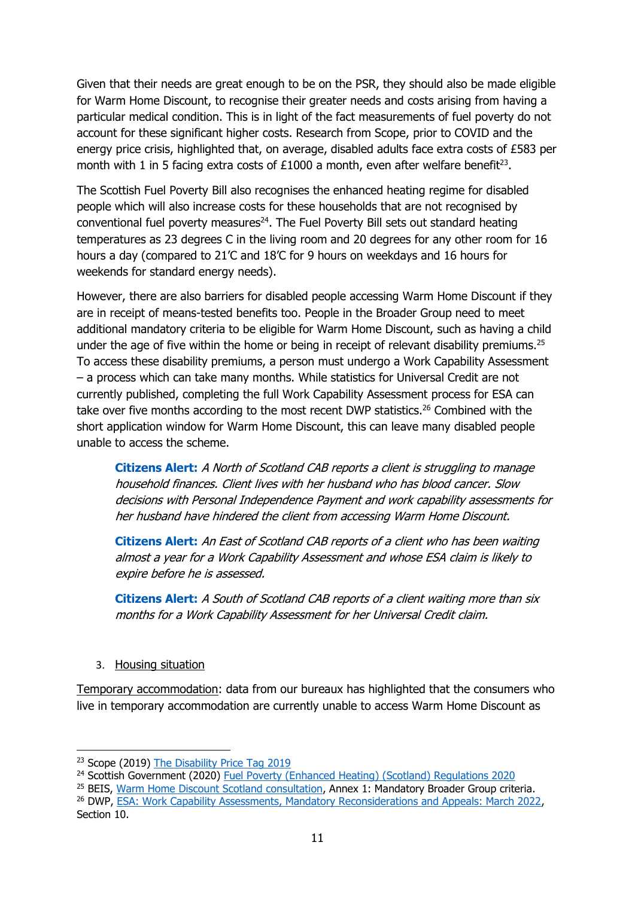Given that their needs are great enough to be on the PSR, they should also be made eligible for Warm Home Discount, to recognise their greater needs and costs arising from having a particular medical condition. This is in light of the fact measurements of fuel poverty do not account for these significant higher costs. Research from Scope, prior to COVID and the energy price crisis, highlighted that, on average, disabled adults face extra costs of £583 per month with 1 in 5 facing extra costs of £1000 a month, even after welfare benefit[23].

The Scottish Fuel Poverty Bill also recognises the enhanced heating regime for disabled people which will also increase costs for these households that are not recognised by conventional fuel poverty measures[24]. The Fuel Poverty Bill sets out standard heating temperatures as 23 degrees C in the living room and 20 degrees for any other room for 16 hours a day (compared to 21'C and 18'C for 9 hours on weekdays and 16 hours for weekends for standard energy needs).

However, there are also barriers for disabled people accessing Warm Home Discount if they are in receipt of means-tested benefits too. People in the Broader Group need to meet additional mandatory criteria to be eligible for Warm Home Discount, such as having a child under the age of five within the home or being in receipt of relevant disability premiums.[25] To access these disability premiums, a person must undergo a Work Capability Assessment – a process which can take many months. While statistics for Universal Credit are not currently published, completing the full Work Capability Assessment process for ESA can take over five months according to the most recent DWP statistics.[26] Combined with the short application window for Warm Home Discount, this can leave many disabled people unable to access the scheme.

> **Citizens Alert:** *A North of Scotland CAB reports a client is struggling to manage household finances. Client lives with her husband who has blood cancer. Slow decisions with Personal Independence Payment and work capability assessments for her husband have hindered the client from accessing Warm Home Discount.*
>
> **Citizens Alert:** *An East of Scotland CAB reports of a client who has been waiting almost a year for a Work Capability Assessment and whose ESA claim is likely to expire before he is assessed.*
>
> **Citizens Alert:** *A South of Scotland CAB reports of a client waiting more than six months for a Work Capability Assessment for her Universal Credit claim.*

3. Housing situation

Temporary accommodation: data from our bureaux has highlighted that the consumers who live in temporary accommodation are currently unable to access Warm Home Discount as

---

[23] Scope (2019) The Disability Price Tag 2019

[24] Scottish Government (2020) Fuel Poverty (Enhanced Heating) (Scotland) Regulations 2020

[25] BEIS, Warm Home Discount Scotland consultation, Annex 1: Mandatory Broader Group criteria.

[26] DWP, ESA: Work Capability Assessments, Mandatory Reconsiderations and Appeals: March 2022, Section 10.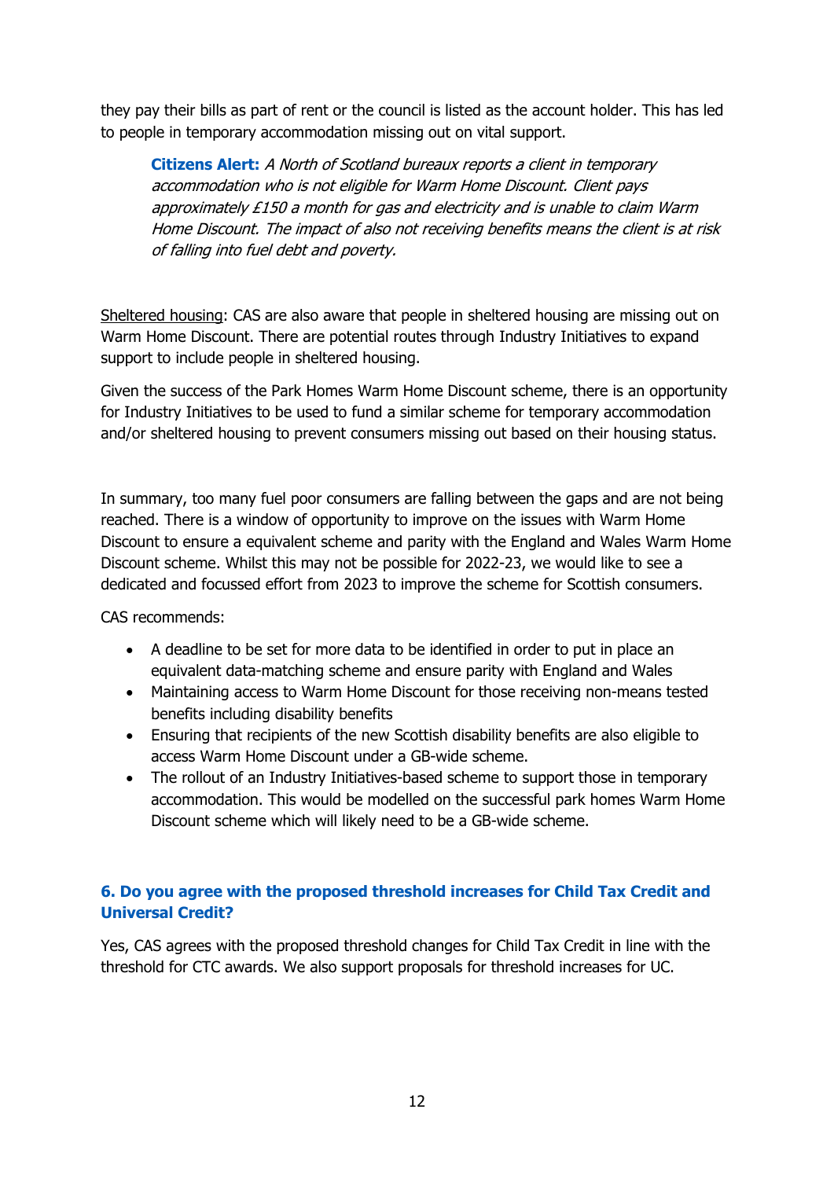they pay their bills as part of rent or the council is listed as the account holder. This has led to people in temporary accommodation missing out on vital support.

> **Citizens Alert:** *A North of Scotland bureaux reports a client in temporary accommodation who is not eligible for Warm Home Discount. Client pays approximately £150 a month for gas and electricity and is unable to claim Warm Home Discount. The impact of also not receiving benefits means the client is at risk of falling into fuel debt and poverty.*

<u>Sheltered housing</u>: CAS are also aware that people in sheltered housing are missing out on Warm Home Discount. There are potential routes through Industry Initiatives to expand support to include people in sheltered housing.

Given the success of the Park Homes Warm Home Discount scheme, there is an opportunity for Industry Initiatives to be used to fund a similar scheme for temporary accommodation and/or sheltered housing to prevent consumers missing out based on their housing status.

In summary, too many fuel poor consumers are falling between the gaps and are not being reached. There is a window of opportunity to improve on the issues with Warm Home Discount to ensure a equivalent scheme and parity with the England and Wales Warm Home Discount scheme. Whilst this may not be possible for 2022-23, we would like to see a dedicated and focussed effort from 2023 to improve the scheme for Scottish consumers.

CAS recommends:

- A deadline to be set for more data to be identified in order to put in place an equivalent data-matching scheme and ensure parity with England and Wales
- Maintaining access to Warm Home Discount for those receiving non-means tested benefits including disability benefits
- Ensuring that recipients of the new Scottish disability benefits are also eligible to access Warm Home Discount under a GB-wide scheme.
- The rollout of an Industry Initiatives-based scheme to support those in temporary accommodation. This would be modelled on the successful park homes Warm Home Discount scheme which will likely need to be a GB-wide scheme.

### 6. Do you agree with the proposed threshold increases for Child Tax Credit and Universal Credit?

Yes, CAS agrees with the proposed threshold changes for Child Tax Credit in line with the threshold for CTC awards. We also support proposals for threshold increases for UC.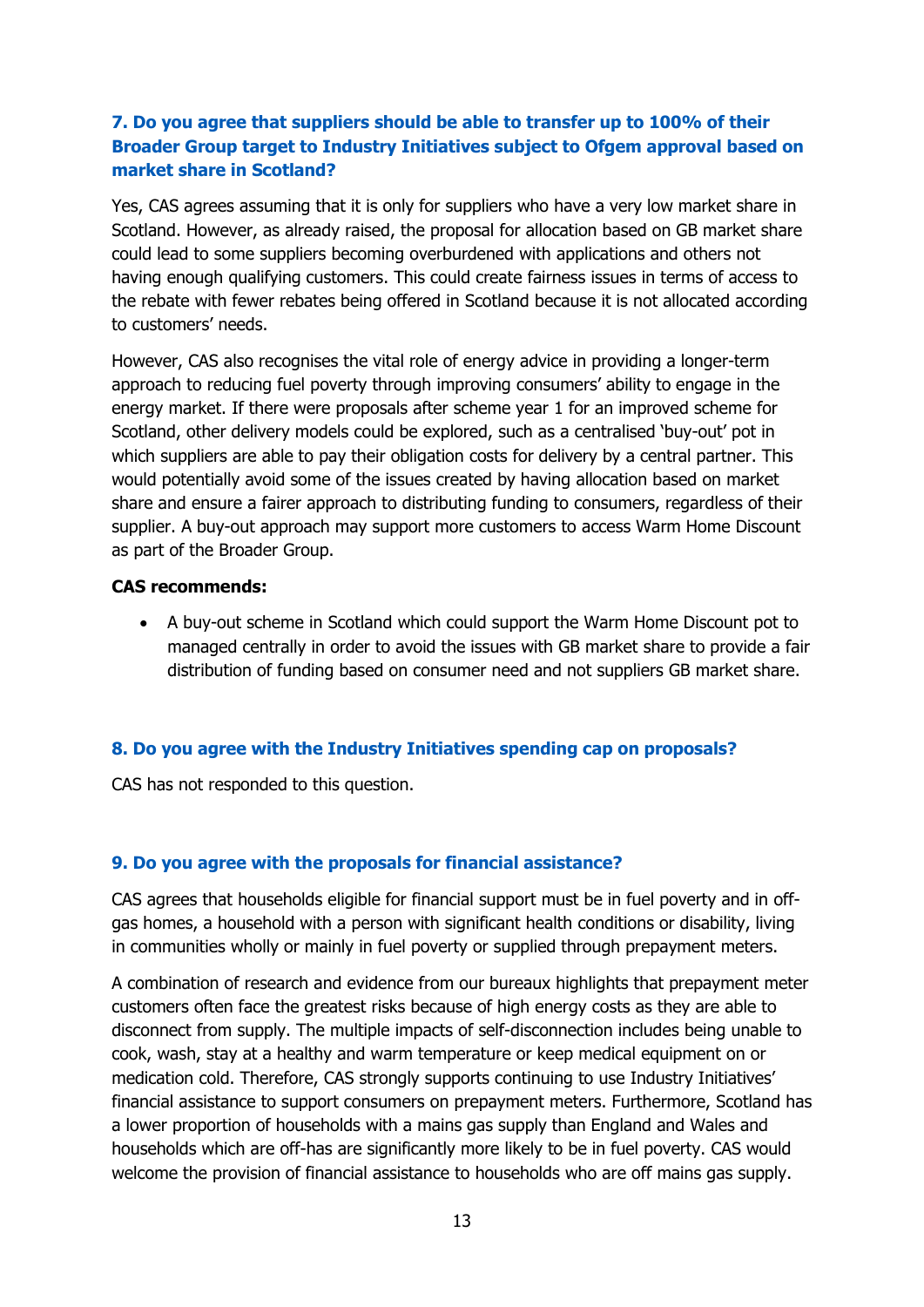### 7. Do you agree that suppliers should be able to transfer up to 100% of their Broader Group target to Industry Initiatives subject to Ofgem approval based on market share in Scotland?

Yes, CAS agrees assuming that it is only for suppliers who have a very low market share in Scotland. However, as already raised, the proposal for allocation based on GB market share could lead to some suppliers becoming overburdened with applications and others not having enough qualifying customers. This could create fairness issues in terms of access to the rebate with fewer rebates being offered in Scotland because it is not allocated according to customers' needs.

However, CAS also recognises the vital role of energy advice in providing a longer-term approach to reducing fuel poverty through improving consumers' ability to engage in the energy market. If there were proposals after scheme year 1 for an improved scheme for Scotland, other delivery models could be explored, such as a centralised 'buy-out' pot in which suppliers are able to pay their obligation costs for delivery by a central partner. This would potentially avoid some of the issues created by having allocation based on market share and ensure a fairer approach to distributing funding to consumers, regardless of their supplier. A buy-out approach may support more customers to access Warm Home Discount as part of the Broader Group.

**CAS recommends:**

- A buy-out scheme in Scotland which could support the Warm Home Discount pot to managed centrally in order to avoid the issues with GB market share to provide a fair distribution of funding based on consumer need and not suppliers GB market share.

### 8. Do you agree with the Industry Initiatives spending cap on proposals?

CAS has not responded to this question.

### 9. Do you agree with the proposals for financial assistance?

CAS agrees that households eligible for financial support must be in fuel poverty and in off-gas homes, a household with a person with significant health conditions or disability, living in communities wholly or mainly in fuel poverty or supplied through prepayment meters.

A combination of research and evidence from our bureaux highlights that prepayment meter customers often face the greatest risks because of high energy costs as they are able to disconnect from supply. The multiple impacts of self-disconnection includes being unable to cook, wash, stay at a healthy and warm temperature or keep medical equipment on or medication cold. Therefore, CAS strongly supports continuing to use Industry Initiatives' financial assistance to support consumers on prepayment meters. Furthermore, Scotland has a lower proportion of households with a mains gas supply than England and Wales and households which are off-has are significantly more likely to be in fuel poverty. CAS would welcome the provision of financial assistance to households who are off mains gas supply.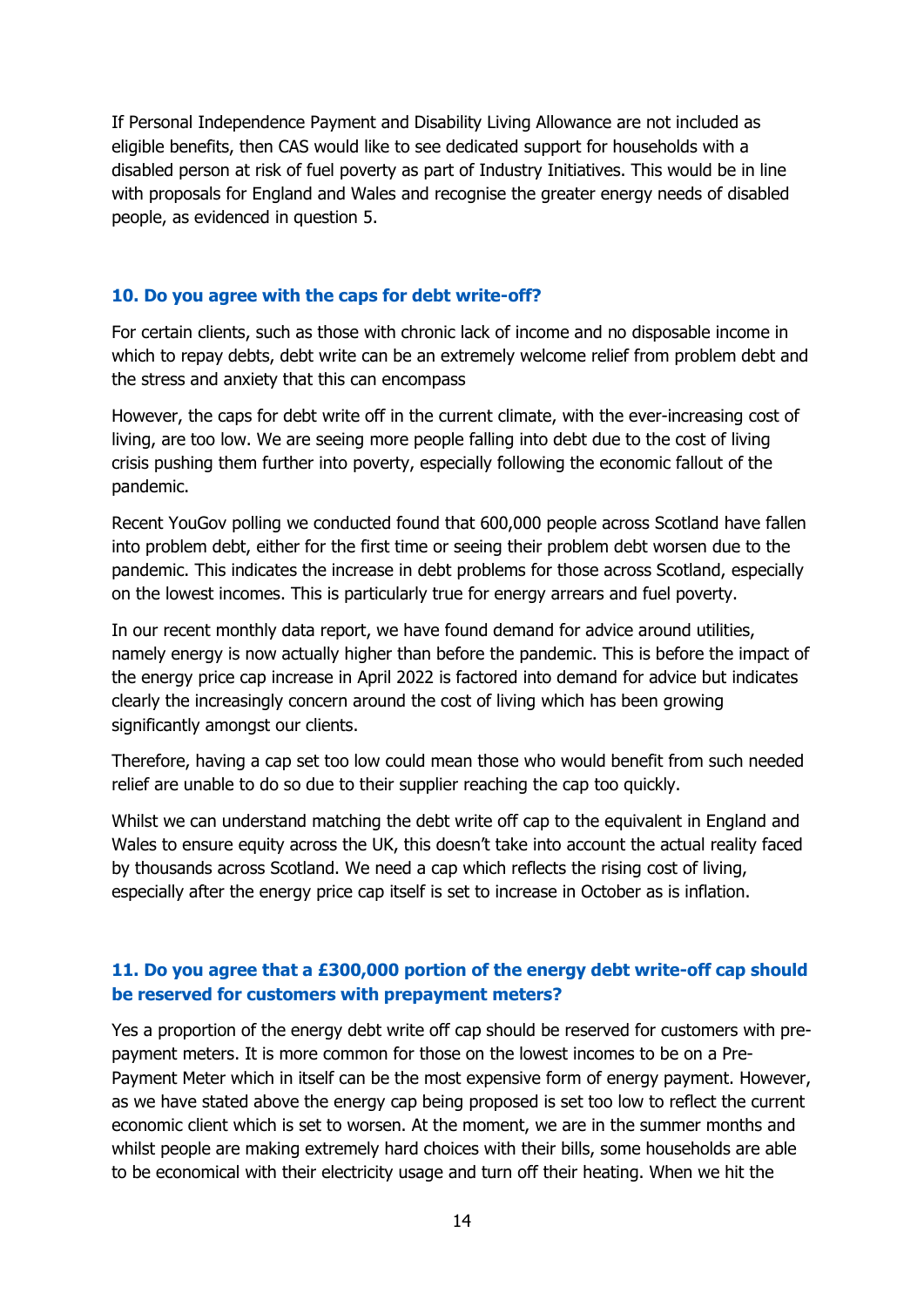If Personal Independence Payment and Disability Living Allowance are not included as eligible benefits, then CAS would like to see dedicated support for households with a disabled person at risk of fuel poverty as part of Industry Initiatives. This would be in line with proposals for England and Wales and recognise the greater energy needs of disabled people, as evidenced in question 5.

### 10. Do you agree with the caps for debt write-off?

For certain clients, such as those with chronic lack of income and no disposable income in which to repay debts, debt write can be an extremely welcome relief from problem debt and the stress and anxiety that this can encompass

However, the caps for debt write off in the current climate, with the ever-increasing cost of living, are too low. We are seeing more people falling into debt due to the cost of living crisis pushing them further into poverty, especially following the economic fallout of the pandemic.

Recent YouGov polling we conducted found that 600,000 people across Scotland have fallen into problem debt, either for the first time or seeing their problem debt worsen due to the pandemic. This indicates the increase in debt problems for those across Scotland, especially on the lowest incomes. This is particularly true for energy arrears and fuel poverty.

In our recent monthly data report, we have found demand for advice around utilities, namely energy is now actually higher than before the pandemic. This is before the impact of the energy price cap increase in April 2022 is factored into demand for advice but indicates clearly the increasingly concern around the cost of living which has been growing significantly amongst our clients.

Therefore, having a cap set too low could mean those who would benefit from such needed relief are unable to do so due to their supplier reaching the cap too quickly.

Whilst we can understand matching the debt write off cap to the equivalent in England and Wales to ensure equity across the UK, this doesn't take into account the actual reality faced by thousands across Scotland. We need a cap which reflects the rising cost of living, especially after the energy price cap itself is set to increase in October as is inflation.

### 11. Do you agree that a £300,000 portion of the energy debt write-off cap should be reserved for customers with prepayment meters?

Yes a proportion of the energy debt write off cap should be reserved for customers with pre-payment meters. It is more common for those on the lowest incomes to be on a Pre-Payment Meter which in itself can be the most expensive form of energy payment. However, as we have stated above the energy cap being proposed is set too low to reflect the current economic client which is set to worsen. At the moment, we are in the summer months and whilst people are making extremely hard choices with their bills, some households are able to be economical with their electricity usage and turn off their heating. When we hit the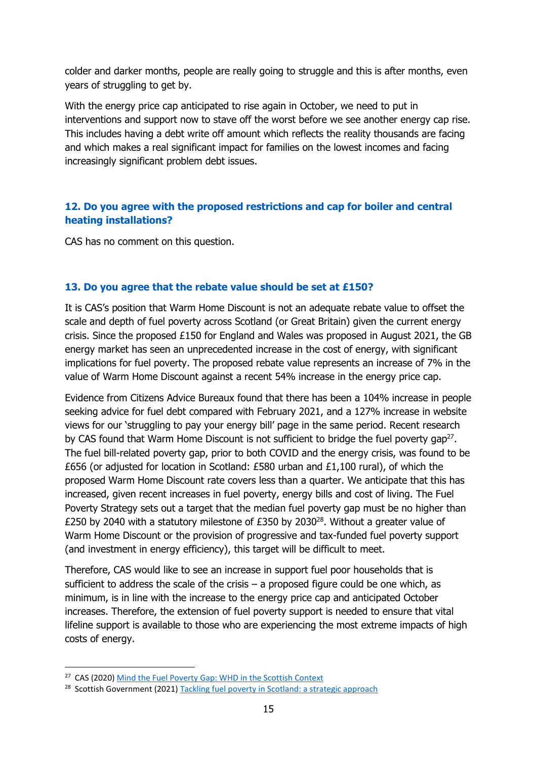colder and darker months, people are really going to struggle and this is after months, even years of struggling to get by.

With the energy price cap anticipated to rise again in October, we need to put in interventions and support now to stave off the worst before we see another energy cap rise. This includes having a debt write off amount which reflects the reality thousands are facing and which makes a real significant impact for families on the lowest incomes and facing increasingly significant problem debt issues.

### 12. Do you agree with the proposed restrictions and cap for boiler and central heating installations?

CAS has no comment on this question.

### 13. Do you agree that the rebate value should be set at £150?

It is CAS's position that Warm Home Discount is not an adequate rebate value to offset the scale and depth of fuel poverty across Scotland (or Great Britain) given the current energy crisis. Since the proposed £150 for England and Wales was proposed in August 2021, the GB energy market has seen an unprecedented increase in the cost of energy, with significant implications for fuel poverty. The proposed rebate value represents an increase of 7% in the value of Warm Home Discount against a recent 54% increase in the energy price cap.

Evidence from Citizens Advice Bureaux found that there has been a 104% increase in people seeking advice for fuel debt compared with February 2021, and a 127% increase in website views for our 'struggling to pay your energy bill' page in the same period. Recent research by CAS found that Warm Home Discount is not sufficient to bridge the fuel poverty gap[27]. The fuel bill-related poverty gap, prior to both COVID and the energy crisis, was found to be £656 (or adjusted for location in Scotland: £580 urban and £1,100 rural), of which the proposed Warm Home Discount rate covers less than a quarter. We anticipate that this has increased, given recent increases in fuel poverty, energy bills and cost of living. The Fuel Poverty Strategy sets out a target that the median fuel poverty gap must be no higher than £250 by 2040 with a statutory milestone of £350 by 2030[28]. Without a greater value of Warm Home Discount or the provision of progressive and tax-funded fuel poverty support (and investment in energy efficiency), this target will be difficult to meet.

Therefore, CAS would like to see an increase in support fuel poor households that is sufficient to address the scale of the crisis – a proposed figure could be one which, as minimum, is in line with the increase to the energy price cap and anticipated October increases. Therefore, the extension of fuel poverty support is needed to ensure that vital lifeline support is available to those who are experiencing the most extreme impacts of high costs of energy.

---

[27] CAS (2020) Mind the Fuel Poverty Gap: WHD in the Scottish Context

[28] Scottish Government (2021) Tackling fuel poverty in Scotland: a strategic approach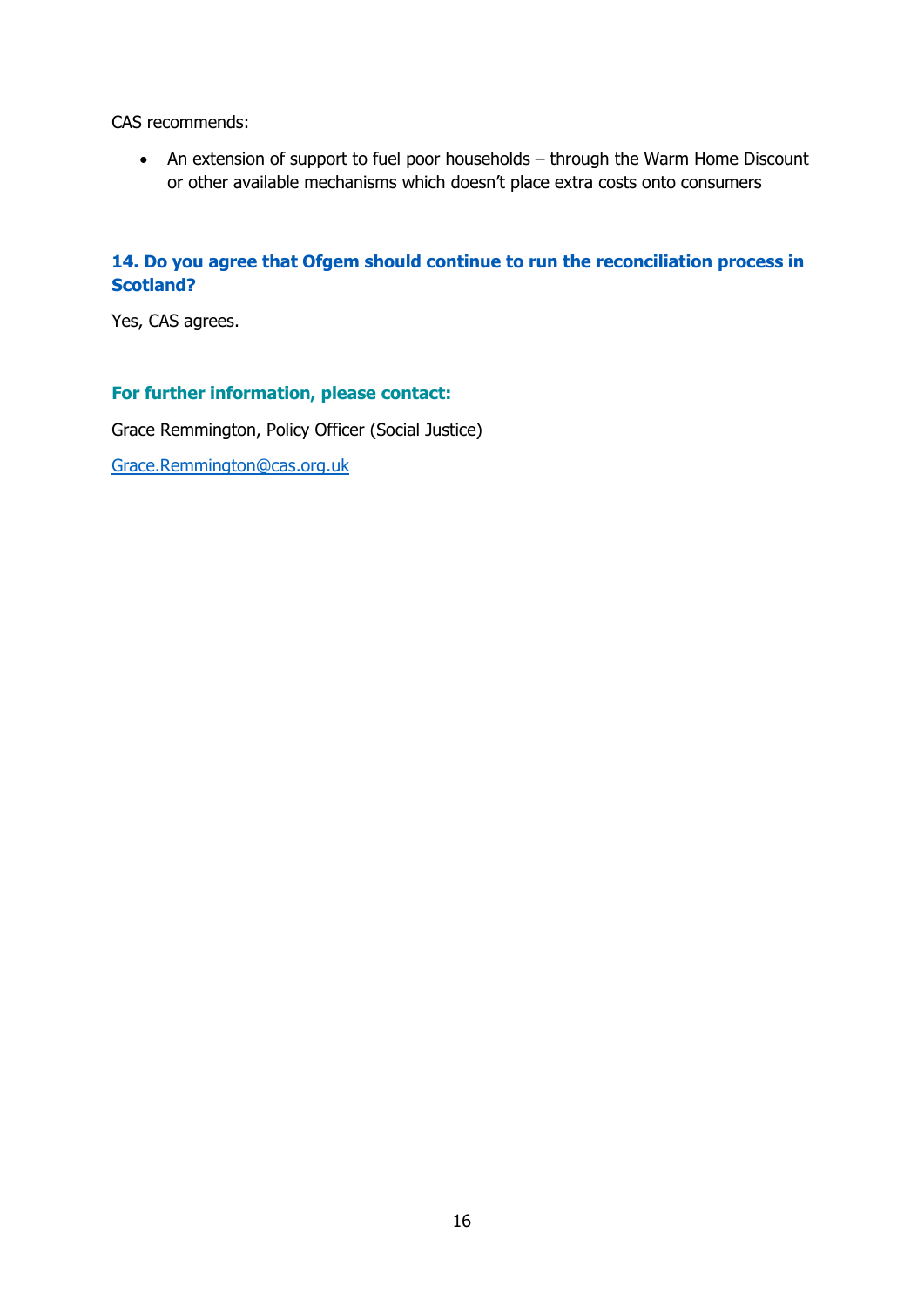CAS recommends:

- An extension of support to fuel poor households – through the Warm Home Discount or other available mechanisms which doesn't place extra costs onto consumers

### 14. Do you agree that Ofgem should continue to run the reconciliation process in Scotland?

Yes, CAS agrees.

### For further information, please contact:

Grace Remmington, Policy Officer (Social Justice)

Grace.Remmington@cas.org.uk